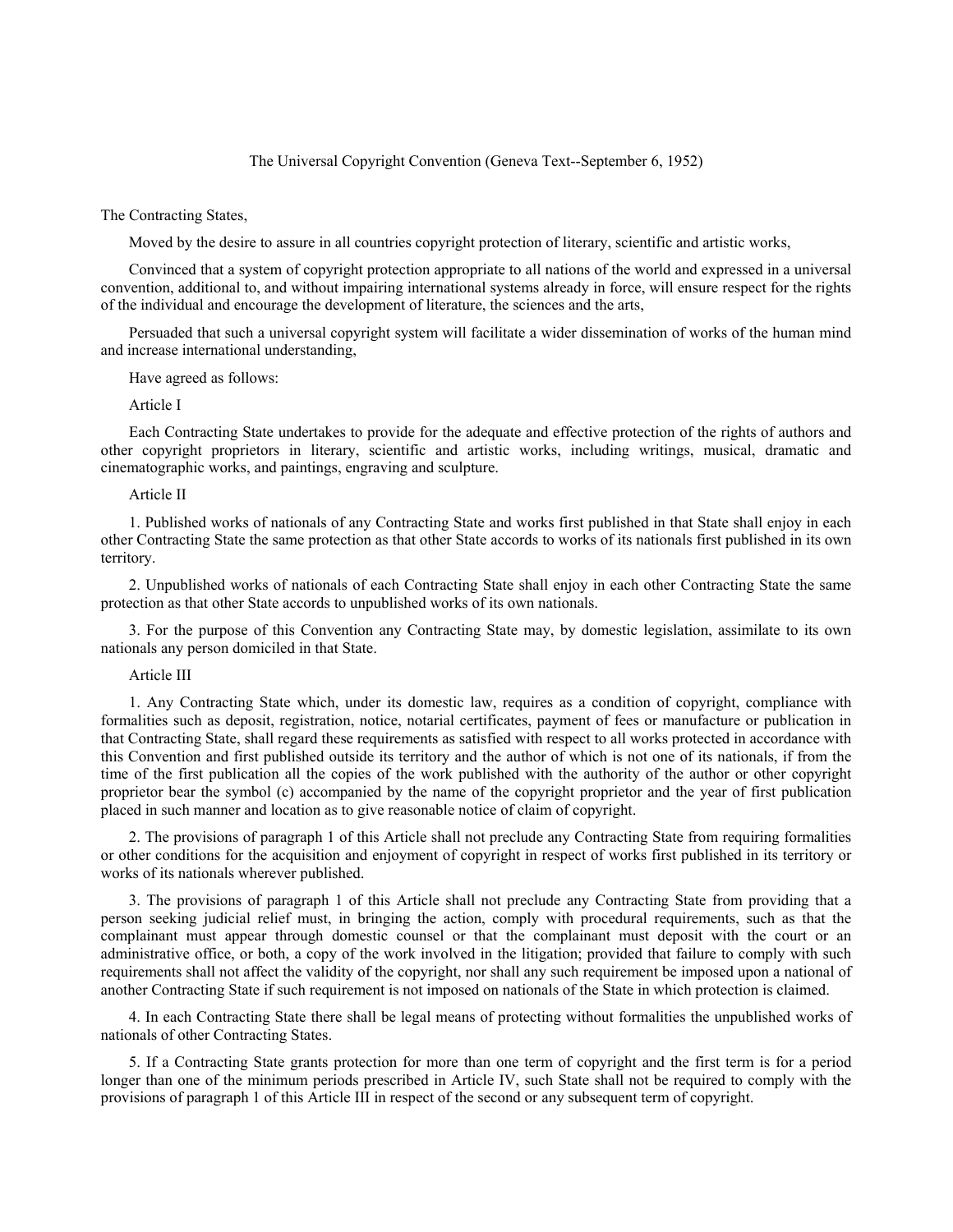# The Universal Copyright Convention (Geneva Text--September 6, 1952)

The Contracting States,

Moved by the desire to assure in all countries copyright protection of literary, scientific and artistic works,

Convinced that a system of copyright protection appropriate to all nations of the world and expressed in a universal convention, additional to, and without impairing international systems already in force, will ensure respect for the rights of the individual and encourage the development of literature, the sciences and the arts,

Persuaded that such a universal copyright system will facilitate a wider dissemination of works of the human mind and increase international understanding,

Have agreed as follows:

## Article I

Each Contracting State undertakes to provide for the adequate and effective protection of the rights of authors and other copyright proprietors in literary, scientific and artistic works, including writings, musical, dramatic and cinematographic works, and paintings, engraving and sculpture.

## Article II

1. Published works of nationals of any Contracting State and works first published in that State shall enjoy in each other Contracting State the same protection as that other State accords to works of its nationals first published in its own territory.

2. Unpublished works of nationals of each Contracting State shall enjoy in each other Contracting State the same protection as that other State accords to unpublished works of its own nationals.

3. For the purpose of this Convention any Contracting State may, by domestic legislation, assimilate to its own nationals any person domiciled in that State.

## Article III

1. Any Contracting State which, under its domestic law, requires as a condition of copyright, compliance with formalities such as deposit, registration, notice, notarial certificates, payment of fees or manufacture or publication in that Contracting State, shall regard these requirements as satisfied with respect to all works protected in accordance with this Convention and first published outside its territory and the author of which is not one of its nationals, if from the time of the first publication all the copies of the work published with the authority of the author or other copyright proprietor bear the symbol (c) accompanied by the name of the copyright proprietor and the year of first publication placed in such manner and location as to give reasonable notice of claim of copyright.

2. The provisions of paragraph 1 of this Article shall not preclude any Contracting State from requiring formalities or other conditions for the acquisition and enjoyment of copyright in respect of works first published in its territory or works of its nationals wherever published.

3. The provisions of paragraph 1 of this Article shall not preclude any Contracting State from providing that a person seeking judicial relief must, in bringing the action, comply with procedural requirements, such as that the complainant must appear through domestic counsel or that the complainant must deposit with the court or an administrative office, or both, a copy of the work involved in the litigation; provided that failure to comply with such requirements shall not affect the validity of the copyright, nor shall any such requirement be imposed upon a national of another Contracting State if such requirement is not imposed on nationals of the State in which protection is claimed.

4. In each Contracting State there shall be legal means of protecting without formalities the unpublished works of nationals of other Contracting States.

5. If a Contracting State grants protection for more than one term of copyright and the first term is for a period longer than one of the minimum periods prescribed in Article IV, such State shall not be required to comply with the provisions of paragraph 1 of this Article III in respect of the second or any subsequent term of copyright.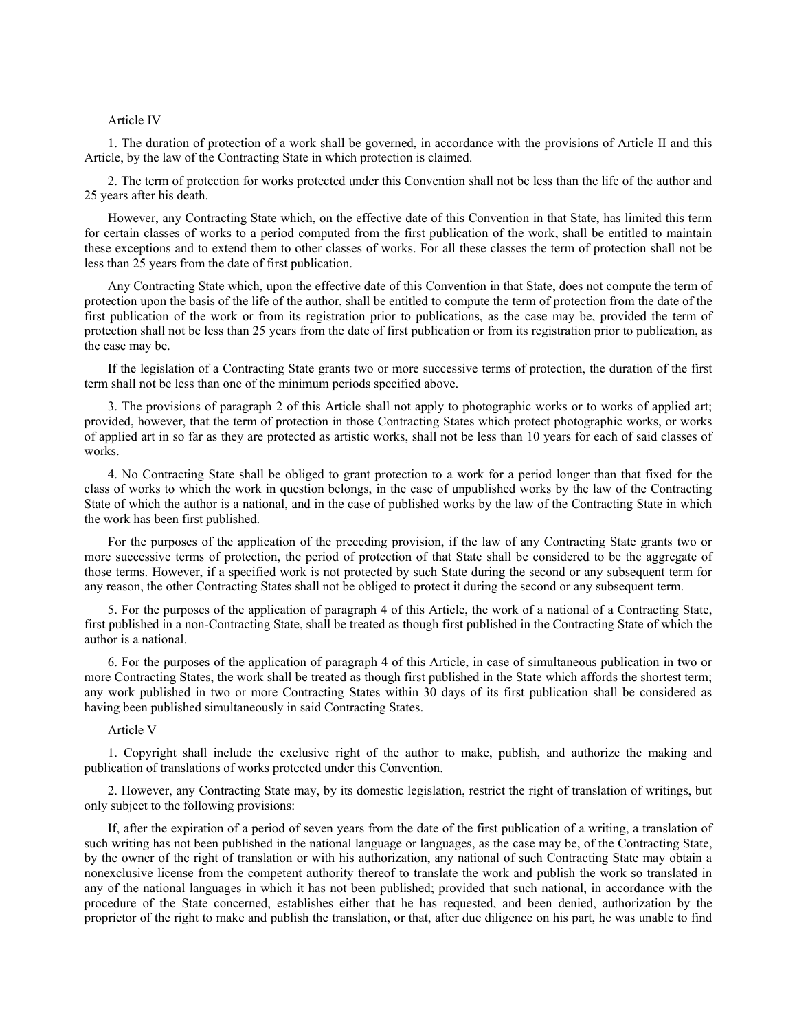## Article IV

1. The duration of protection of a work shall be governed, in accordance with the provisions of Article II and this Article, by the law of the Contracting State in which protection is claimed.

2. The term of protection for works protected under this Convention shall not be less than the life of the author and 25 years after his death.

However, any Contracting State which, on the effective date of this Convention in that State, has limited this term for certain classes of works to a period computed from the first publication of the work, shall be entitled to maintain these exceptions and to extend them to other classes of works. For all these classes the term of protection shall not be less than 25 years from the date of first publication.

Any Contracting State which, upon the effective date of this Convention in that State, does not compute the term of protection upon the basis of the life of the author, shall be entitled to compute the term of protection from the date of the first publication of the work or from its registration prior to publications, as the case may be, provided the term of protection shall not be less than 25 years from the date of first publication or from its registration prior to publication, as the case may be.

If the legislation of a Contracting State grants two or more successive terms of protection, the duration of the first term shall not be less than one of the minimum periods specified above.

3. The provisions of paragraph 2 of this Article shall not apply to photographic works or to works of applied art; provided, however, that the term of protection in those Contracting States which protect photographic works, or works of applied art in so far as they are protected as artistic works, shall not be less than 10 years for each of said classes of works.

4. No Contracting State shall be obliged to grant protection to a work for a period longer than that fixed for the class of works to which the work in question belongs, in the case of unpublished works by the law of the Contracting State of which the author is a national, and in the case of published works by the law of the Contracting State in which the work has been first published.

For the purposes of the application of the preceding provision, if the law of any Contracting State grants two or more successive terms of protection, the period of protection of that State shall be considered to be the aggregate of those terms. However, if a specified work is not protected by such State during the second or any subsequent term for any reason, the other Contracting States shall not be obliged to protect it during the second or any subsequent term.

5. For the purposes of the application of paragraph 4 of this Article, the work of a national of a Contracting State, first published in a non-Contracting State, shall be treated as though first published in the Contracting State of which the author is a national.

6. For the purposes of the application of paragraph 4 of this Article, in case of simultaneous publication in two or more Contracting States, the work shall be treated as though first published in the State which affords the shortest term; any work published in two or more Contracting States within 30 days of its first publication shall be considered as having been published simultaneously in said Contracting States.

## Article V

1. Copyright shall include the exclusive right of the author to make, publish, and authorize the making and publication of translations of works protected under this Convention.

2. However, any Contracting State may, by its domestic legislation, restrict the right of translation of writings, but only subject to the following provisions:

If, after the expiration of a period of seven years from the date of the first publication of a writing, a translation of such writing has not been published in the national language or languages, as the case may be, of the Contracting State, by the owner of the right of translation or with his authorization, any national of such Contracting State may obtain a nonexclusive license from the competent authority thereof to translate the work and publish the work so translated in any of the national languages in which it has not been published; provided that such national, in accordance with the procedure of the State concerned, establishes either that he has requested, and been denied, authorization by the proprietor of the right to make and publish the translation, or that, after due diligence on his part, he was unable to find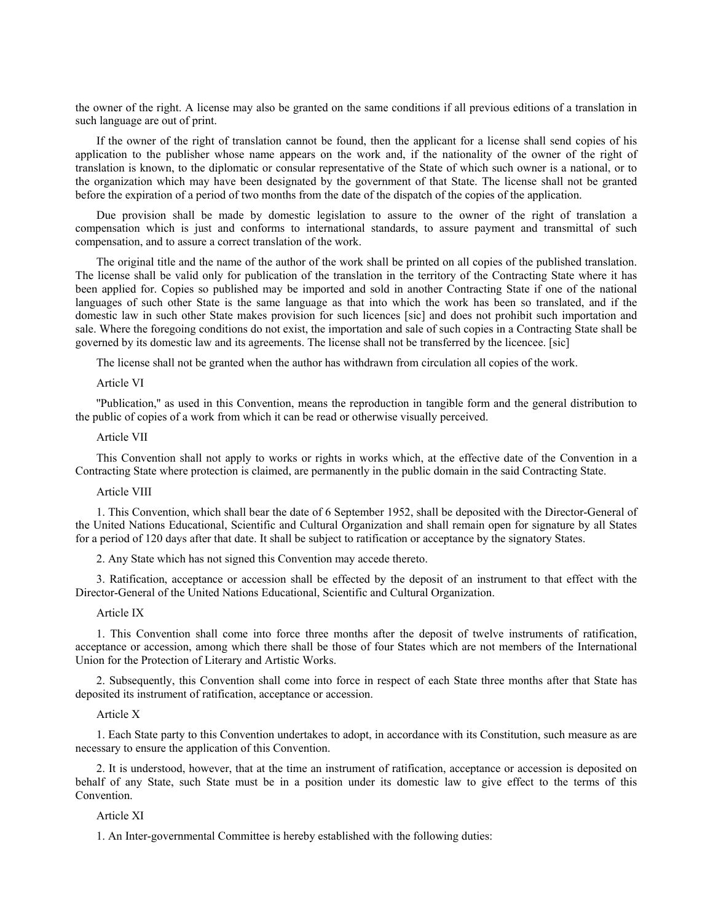the owner of the right. A license may also be granted on the same conditions if all previous editions of a translation in such language are out of print.

If the owner of the right of translation cannot be found, then the applicant for a license shall send copies of his application to the publisher whose name appears on the work and, if the nationality of the owner of the right of translation is known, to the diplomatic or consular representative of the State of which such owner is a national, or to the organization which may have been designated by the government of that State. The license shall not be granted before the expiration of a period of two months from the date of the dispatch of the copies of the application.

Due provision shall be made by domestic legislation to assure to the owner of the right of translation a compensation which is just and conforms to international standards, to assure payment and transmittal of such compensation, and to assure a correct translation of the work.

The original title and the name of the author of the work shall be printed on all copies of the published translation. The license shall be valid only for publication of the translation in the territory of the Contracting State where it has been applied for. Copies so published may be imported and sold in another Contracting State if one of the national languages of such other State is the same language as that into which the work has been so translated, and if the domestic law in such other State makes provision for such licences [sic] and does not prohibit such importation and sale. Where the foregoing conditions do not exist, the importation and sale of such copies in a Contracting State shall be governed by its domestic law and its agreements. The license shall not be transferred by the licencee. [sic]

The license shall not be granted when the author has withdrawn from circulation all copies of the work.

Article VI

"Publication," as used in this Convention, means the reproduction in tangible form and the general distribution to the public of copies of a work from which it can be read or otherwise visually perceived.

Article VII

This Convention shall not apply to works or rights in works which, at the effective date of the Convention in a Contracting State where protection is claimed, are permanently in the public domain in the said Contracting State.

Article VIII

1. This Convention, which shall bear the date of 6 September 1952, shall be deposited with the Director-General of the United Nations Educational, Scientific and Cultural Organization and shall remain open for signature by all States for a period of 120 days after that date. It shall be subject to ratification or acceptance by the signatory States.

2. Any State which has not signed this Convention may accede thereto.

3. Ratification, acceptance or accession shall be effected by the deposit of an instrument to that effect with the Director-General of the United Nations Educational, Scientific and Cultural Organization.

Article IX

1. This Convention shall come into force three months after the deposit of twelve instruments of ratification, acceptance or accession, among which there shall be those of four States which are not members of the International Union for the Protection of Literary and Artistic Works.

2. Subsequently, this Convention shall come into force in respect of each State three months after that State has deposited its instrument of ratification, acceptance or accession.

Article X

1. Each State party to this Convention undertakes to adopt, in accordance with its Constitution, such measure as are necessary to ensure the application of this Convention.

2. It is understood, however, that at the time an instrument of ratification, acceptance or accession is deposited on behalf of any State, such State must be in a position under its domestic law to give effect to the terms of this Convention.

Article XI

1. An Inter-governmental Committee is hereby established with the following duties: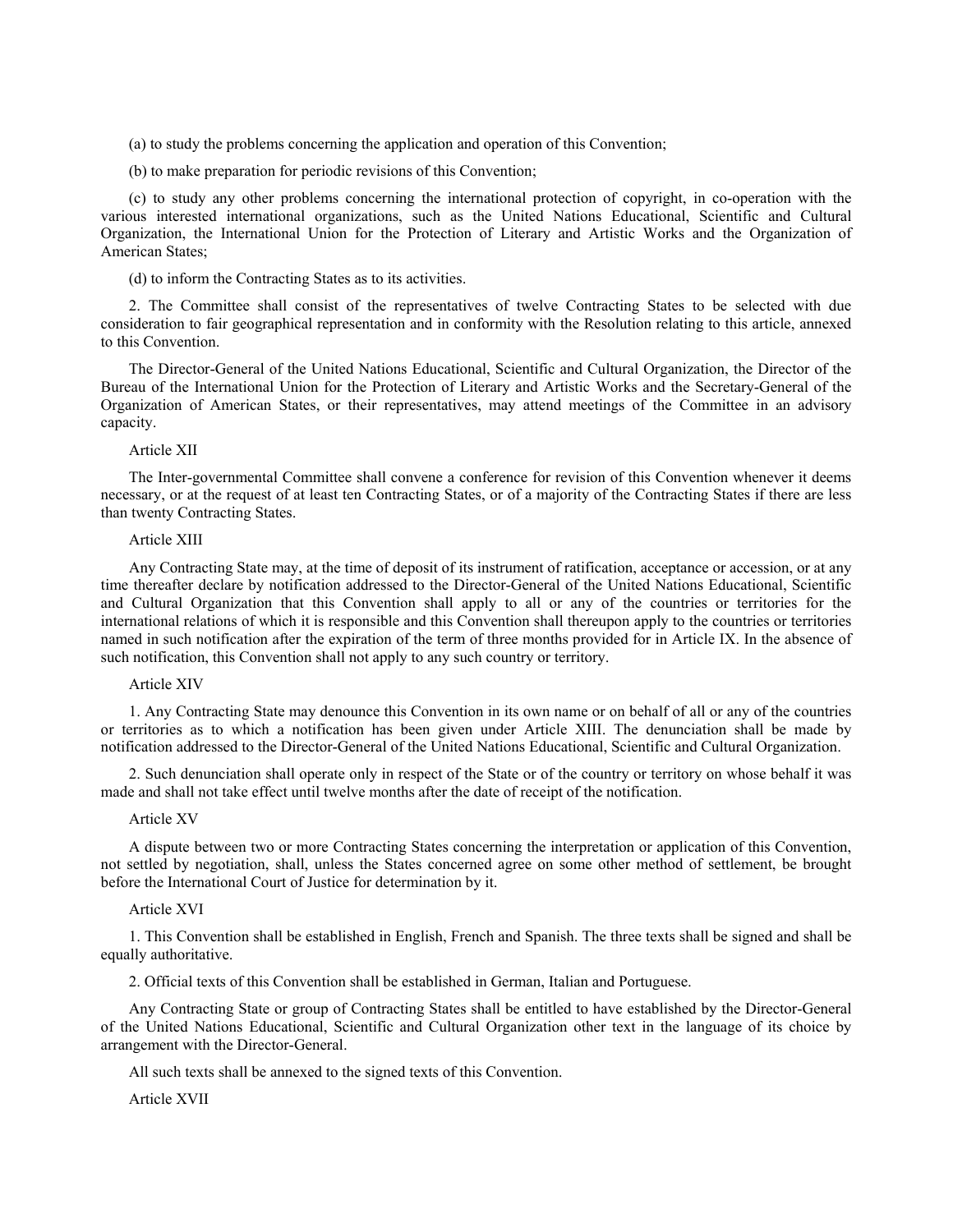(a) to study the problems concerning the application and operation of this Convention;

(b) to make preparation for periodic revisions of this Convention;

(c) to study any other problems concerning the international protection of copyright, in co-operation with the various interested international organizations, such as the United Nations Educational, Scientific and Cultural Organization, the International Union for the Protection of Literary and Artistic Works and the Organization of American States;

(d) to inform the Contracting States as to its activities.

2. The Committee shall consist of the representatives of twelve Contracting States to be selected with due consideration to fair geographical representation and in conformity with the Resolution relating to this article, annexed to this Convention.

The Director-General of the United Nations Educational, Scientific and Cultural Organization, the Director of the Bureau of the International Union for the Protection of Literary and Artistic Works and the Secretary-General of the Organization of American States, or their representatives, may attend meetings of the Committee in an advisory capacity.

Article XII

The Inter-governmental Committee shall convene a conference for revision of this Convention whenever it deems necessary, or at the request of at least ten Contracting States, or of a majority of the Contracting States if there are less than twenty Contracting States.

Article XIII

Any Contracting State may, at the time of deposit of its instrument of ratification, acceptance or accession, or at any time thereafter declare by notification addressed to the Director-General of the United Nations Educational, Scientific and Cultural Organization that this Convention shall apply to all or any of the countries or territories for the international relations of which it is responsible and this Convention shall thereupon apply to the countries or territories named in such notification after the expiration of the term of three months provided for in Article IX. In the absence of such notification, this Convention shall not apply to any such country or territory.

Article XIV

1. Any Contracting State may denounce this Convention in its own name or on behalf of all or any of the countries or territories as to which a notification has been given under Article XIII. The denunciation shall be made by notification addressed to the Director-General of the United Nations Educational, Scientific and Cultural Organization.

2. Such denunciation shall operate only in respect of the State or of the country or territory on whose behalf it was made and shall not take effect until twelve months after the date of receipt of the notification.

Article XV

A dispute between two or more Contracting States concerning the interpretation or application of this Convention, not settled by negotiation, shall, unless the States concerned agree on some other method of settlement, be brought before the International Court of Justice for determination by it.

Article XVI

1. This Convention shall be established in English, French and Spanish. The three texts shall be signed and shall be equally authoritative.

2. Official texts of this Convention shall be established in German, Italian and Portuguese.

Any Contracting State or group of Contracting States shall be entitled to have established by the Director-General of the United Nations Educational, Scientific and Cultural Organization other text in the language of its choice by arrangement with the Director-General.

All such texts shall be annexed to the signed texts of this Convention.

Article XVII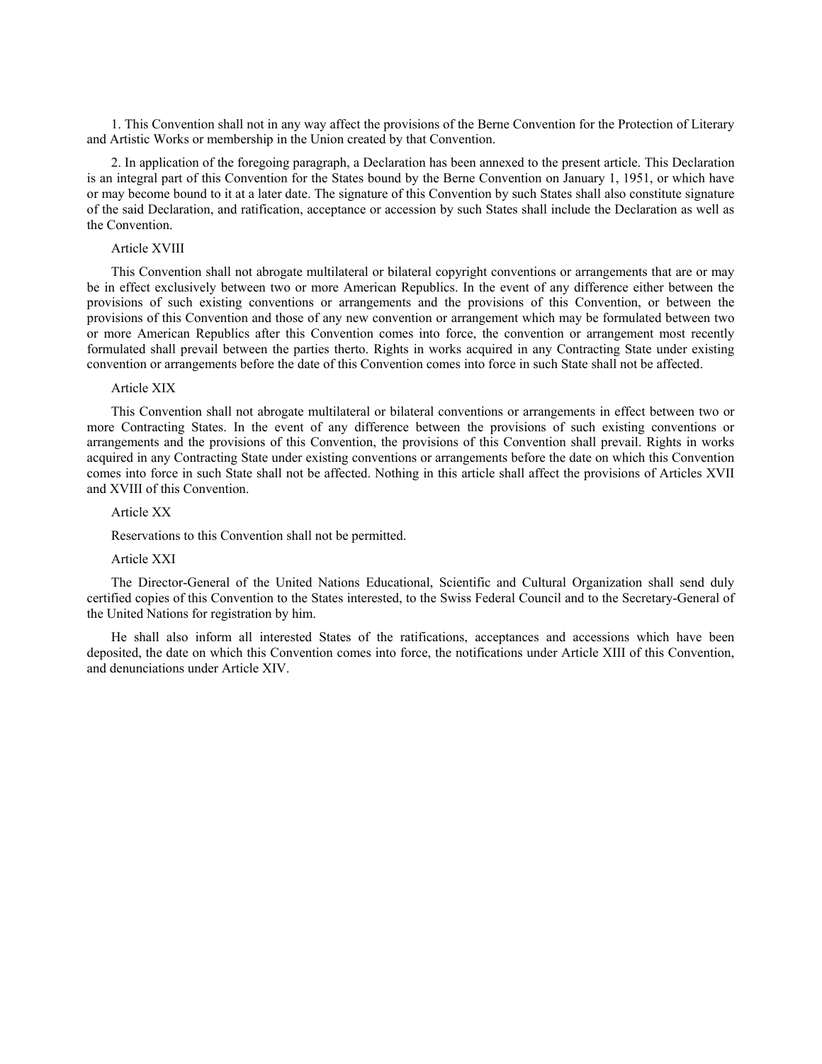1. This Convention shall not in any way affect the provisions of the Berne Convention for the Protection of Literary and Artistic Works or membership in the Union created by that Convention.

2. In application of the foregoing paragraph, a Declaration has been annexed to the present article. This Declaration is an integral part of this Convention for the States bound by the Berne Convention on January 1, 1951, or which have or may become bound to it at a later date. The signature of this Convention by such States shall also constitute signature of the said Declaration, and ratification, acceptance or accession by such States shall include the Declaration as well as the Convention.

Article XVIII

This Convention shall not abrogate multilateral or bilateral copyright conventions or arrangements that are or may be in effect exclusively between two or more American Republics. In the event of any difference either between the provisions of such existing conventions or arrangements and the provisions of this Convention, or between the provisions of this Convention and those of any new convention or arrangement which may be formulated between two or more American Republics after this Convention comes into force, the convention or arrangement most recently formulated shall prevail between the parties therto. Rights in works acquired in any Contracting State under existing convention or arrangements before the date of this Convention comes into force in such State shall not be affected.

Article XIX

This Convention shall not abrogate multilateral or bilateral conventions or arrangements in effect between two or more Contracting States. In the event of any difference between the provisions of such existing conventions or arrangements and the provisions of this Convention, the provisions of this Convention shall prevail. Rights in works acquired in any Contracting State under existing conventions or arrangements before the date on which this Convention comes into force in such State shall not be affected. Nothing in this article shall affect the provisions of Articles XVII and XVIII of this Convention.

Article XX

Reservations to this Convention shall not be permitted.

Article XXI

The Director-General of the United Nations Educational, Scientific and Cultural Organization shall send duly certified copies of this Convention to the States interested, to the Swiss Federal Council and to the Secretary-General of the United Nations for registration by him.

He shall also inform all interested States of the ratifications, acceptances and accessions which have been deposited, the date on which this Convention comes into force, the notifications under Article XIII of this Convention, and denunciations under Article XIV.